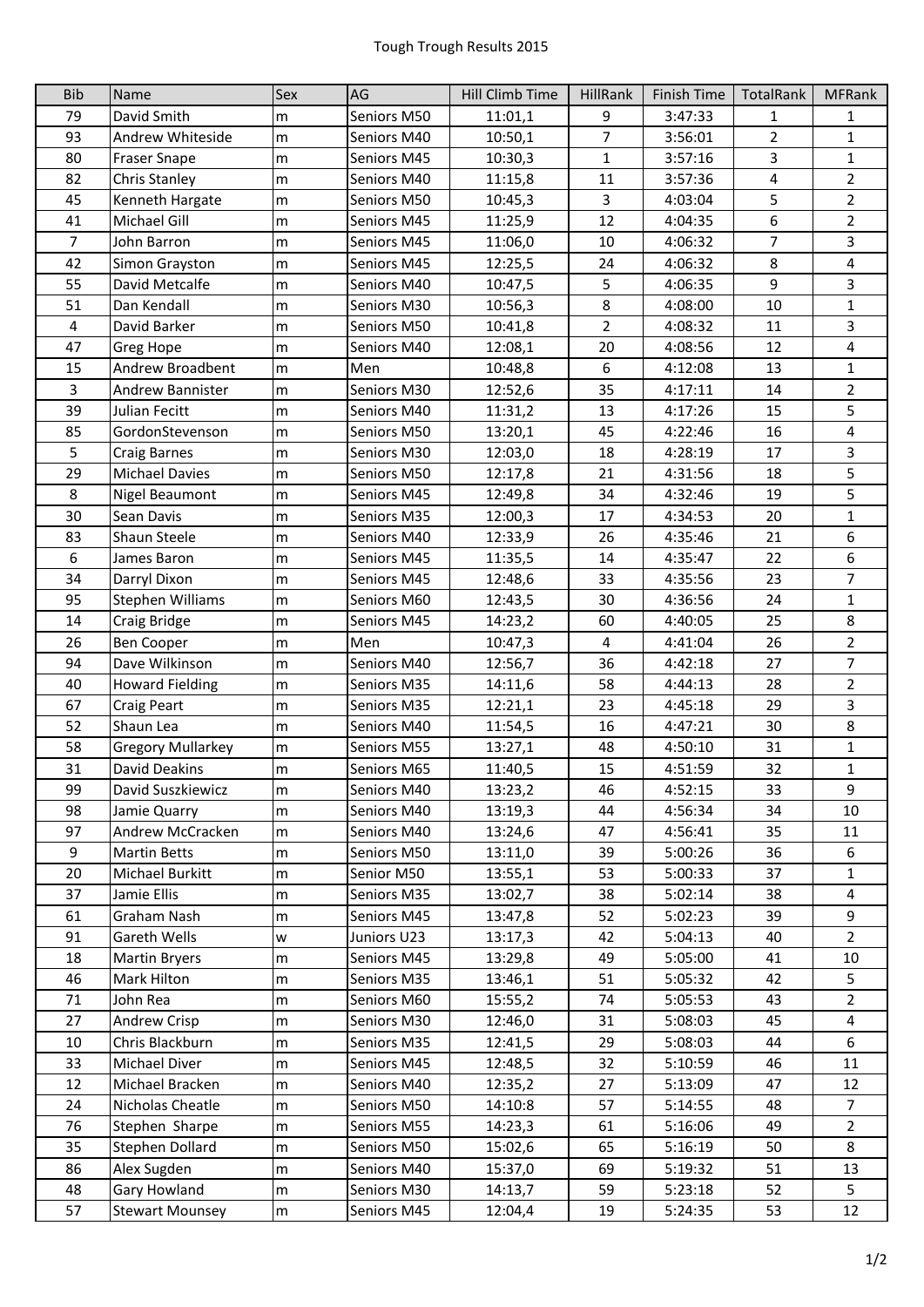# Tough Trough Results 2015

| Bib | Name | Sex | AG | Hill Climb Time | HillRank | Finish Time | TotalRank | MFRank |
|---|---|---|---|---|---|---|---|---|
| 79 | David Smith | m | Seniors M50 | 11:01,1 | 9 | 3:47:33 | 1 | 1 |
| 93 | Andrew Whiteside | m | Seniors M40 | 10:50,1 | 7 | 3:56:01 | 2 | 1 |
| 80 | Fraser Snape | m | Seniors M45 | 10:30,3 | 1 | 3:57:16 | 3 | 1 |
| 82 | Chris Stanley | m | Seniors M40 | 11:15,8 | 11 | 3:57:36 | 4 | 2 |
| 45 | Kenneth Hargate | m | Seniors M50 | 10:45,3 | 3 | 4:03:04 | 5 | 2 |
| 41 | Michael Gill | m | Seniors M45 | 11:25,9 | 12 | 4:04:35 | 6 | 2 |
| 7 | John Barron | m | Seniors M45 | 11:06,0 | 10 | 4:06:32 | 7 | 3 |
| 42 | Simon Grayston | m | Seniors M45 | 12:25,5 | 24 | 4:06:32 | 8 | 4 |
| 55 | David Metcalfe | m | Seniors M40 | 10:47,5 | 5 | 4:06:35 | 9 | 3 |
| 51 | Dan Kendall | m | Seniors M30 | 10:56,3 | 8 | 4:08:00 | 10 | 1 |
| 4 | David Barker | m | Seniors M50 | 10:41,8 | 2 | 4:08:32 | 11 | 3 |
| 47 | Greg Hope | m | Seniors M40 | 12:08,1 | 20 | 4:08:56 | 12 | 4 |
| 15 | Andrew Broadbent | m | Men | 10:48,8 | 6 | 4:12:08 | 13 | 1 |
| 3 | Andrew Bannister | m | Seniors M30 | 12:52,6 | 35 | 4:17:11 | 14 | 2 |
| 39 | Julian Fecitt | m | Seniors M40 | 11:31,2 | 13 | 4:17:26 | 15 | 5 |
| 85 | GordonStevenson | m | Seniors M50 | 13:20,1 | 45 | 4:22:46 | 16 | 4 |
| 5 | Craig Barnes | m | Seniors M30 | 12:03,0 | 18 | 4:28:19 | 17 | 3 |
| 29 | Michael Davies | m | Seniors M50 | 12:17,8 | 21 | 4:31:56 | 18 | 5 |
| 8 | Nigel Beaumont | m | Seniors M45 | 12:49,8 | 34 | 4:32:46 | 19 | 5 |
| 30 | Sean Davis | m | Seniors M35 | 12:00,3 | 17 | 4:34:53 | 20 | 1 |
| 83 | Shaun Steele | m | Seniors M40 | 12:33,9 | 26 | 4:35:46 | 21 | 6 |
| 6 | James Baron | m | Seniors M45 | 11:35,5 | 14 | 4:35:47 | 22 | 6 |
| 34 | Darryl Dixon | m | Seniors M45 | 12:48,6 | 33 | 4:35:56 | 23 | 7 |
| 95 | Stephen Williams | m | Seniors M60 | 12:43,5 | 30 | 4:36:56 | 24 | 1 |
| 14 | Craig Bridge | m | Seniors M45 | 14:23,2 | 60 | 4:40:05 | 25 | 8 |
| 26 | Ben Cooper | m | Men | 10:47,3 | 4 | 4:41:04 | 26 | 2 |
| 94 | Dave Wilkinson | m | Seniors M40 | 12:56,7 | 36 | 4:42:18 | 27 | 7 |
| 40 | Howard Fielding | m | Seniors M35 | 14:11,6 | 58 | 4:44:13 | 28 | 2 |
| 67 | Craig Peart | m | Seniors M35 | 12:21,1 | 23 | 4:45:18 | 29 | 3 |
| 52 | Shaun Lea | m | Seniors M40 | 11:54,5 | 16 | 4:47:21 | 30 | 8 |
| 58 | Gregory Mullarkey | m | Seniors M55 | 13:27,1 | 48 | 4:50:10 | 31 | 1 |
| 31 | David Deakins | m | Seniors M65 | 11:40,5 | 15 | 4:51:59 | 32 | 1 |
| 99 | David Suszkiewicz | m | Seniors M40 | 13:23,2 | 46 | 4:52:15 | 33 | 9 |
| 98 | Jamie Quarry | m | Seniors M40 | 13:19,3 | 44 | 4:56:34 | 34 | 10 |
| 97 | Andrew McCracken | m | Seniors M40 | 13:24,6 | 47 | 4:56:41 | 35 | 11 |
| 9 | Martin Betts | m | Seniors M50 | 13:11,0 | 39 | 5:00:26 | 36 | 6 |
| 20 | Michael Burkitt | m | Senior M50 | 13:55,1 | 53 | 5:00:33 | 37 | 1 |
| 37 | Jamie Ellis | m | Seniors M35 | 13:02,7 | 38 | 5:02:14 | 38 | 4 |
| 61 | Graham Nash | m | Seniors M45 | 13:47,8 | 52 | 5:02:23 | 39 | 9 |
| 91 | Gareth Wells | w | Juniors U23 | 13:17,3 | 42 | 5:04:13 | 40 | 2 |
| 18 | Martin Bryers | m | Seniors M45 | 13:29,8 | 49 | 5:05:00 | 41 | 10 |
| 46 | Mark Hilton | m | Seniors M35 | 13:46,1 | 51 | 5:05:32 | 42 | 5 |
| 71 | John Rea | m | Seniors M60 | 15:55,2 | 74 | 5:05:53 | 43 | 2 |
| 27 | Andrew Crisp | m | Seniors M30 | 12:46,0 | 31 | 5:08:03 | 45 | 4 |
| 10 | Chris Blackburn | m | Seniors M35 | 12:41,5 | 29 | 5:08:03 | 44 | 6 |
| 33 | Michael Diver | m | Seniors M45 | 12:48,5 | 32 | 5:10:59 | 46 | 11 |
| 12 | Michael Bracken | m | Seniors M40 | 12:35,2 | 27 | 5:13:09 | 47 | 12 |
| 24 | Nicholas Cheatle | m | Seniors M50 | 14:10:8 | 57 | 5:14:55 | 48 | 7 |
| 76 | Stephen Sharpe | m | Seniors M55 | 14:23,3 | 61 | 5:16:06 | 49 | 2 |
| 35 | Stephen Dollard | m | Seniors M50 | 15:02,6 | 65 | 5:16:19 | 50 | 8 |
| 86 | Alex Sugden | m | Seniors M40 | 15:37,0 | 69 | 5:19:32 | 51 | 13 |
| 48 | Gary Howland | m | Seniors M30 | 14:13,7 | 59 | 5:23:18 | 52 | 5 |
| 57 | Stewart Mounsey | m | Seniors M45 | 12:04,4 | 19 | 5:24:35 | 53 | 12 |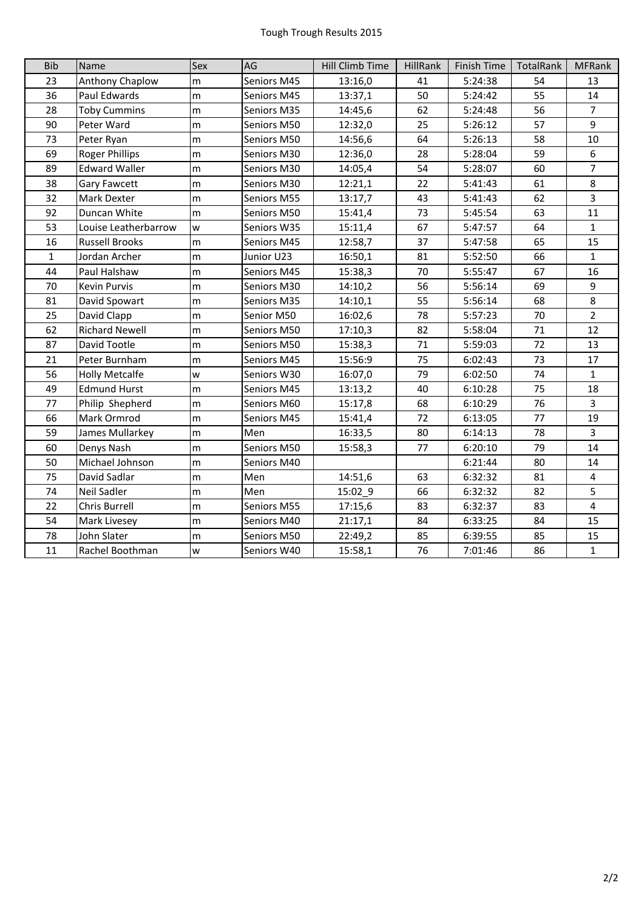# Tough Trough Results 2015

| Bib | Name | Sex | AG | Hill Climb Time | HillRank | Finish Time | TotalRank | MFRank |
|---|---|---|---|---|---|---|---|---|
| 23 | Anthony Chaplow | m | Seniors M45 | 13:16,0 | 41 | 5:24:38 | 54 | 13 |
| 36 | Paul Edwards | m | Seniors M45 | 13:37,1 | 50 | 5:24:42 | 55 | 14 |
| 28 | Toby Cummins | m | Seniors M35 | 14:45,6 | 62 | 5:24:48 | 56 | 7 |
| 90 | Peter Ward | m | Seniors M50 | 12:32,0 | 25 | 5:26:12 | 57 | 9 |
| 73 | Peter Ryan | m | Seniors M50 | 14:56,6 | 64 | 5:26:13 | 58 | 10 |
| 69 | Roger Phillips | m | Seniors M30 | 12:36,0 | 28 | 5:28:04 | 59 | 6 |
| 89 | Edward Waller | m | Seniors M30 | 14:05,4 | 54 | 5:28:07 | 60 | 7 |
| 38 | Gary Fawcett | m | Seniors M30 | 12:21,1 | 22 | 5:41:43 | 61 | 8 |
| 32 | Mark Dexter | m | Seniors M55 | 13:17,7 | 43 | 5:41:43 | 62 | 3 |
| 92 | Duncan White | m | Seniors M50 | 15:41,4 | 73 | 5:45:54 | 63 | 11 |
| 53 | Louise Leatherbarrow | w | Seniors W35 | 15:11,4 | 67 | 5:47:57 | 64 | 1 |
| 16 | Russell Brooks | m | Seniors M45 | 12:58,7 | 37 | 5:47:58 | 65 | 15 |
| 1 | Jordan Archer | m | Junior U23 | 16:50,1 | 81 | 5:52:50 | 66 | 1 |
| 44 | Paul Halshaw | m | Seniors M45 | 15:38,3 | 70 | 5:55:47 | 67 | 16 |
| 70 | Kevin Purvis | m | Seniors M30 | 14:10,2 | 56 | 5:56:14 | 69 | 9 |
| 81 | David Spowart | m | Seniors M35 | 14:10,1 | 55 | 5:56:14 | 68 | 8 |
| 25 | David Clapp | m | Senior M50 | 16:02,6 | 78 | 5:57:23 | 70 | 2 |
| 62 | Richard Newell | m | Seniors M50 | 17:10,3 | 82 | 5:58:04 | 71 | 12 |
| 87 | David Tootle | m | Seniors M50 | 15:38,3 | 71 | 5:59:03 | 72 | 13 |
| 21 | Peter Burnham | m | Seniors M45 | 15:56:9 | 75 | 6:02:43 | 73 | 17 |
| 56 | Holly Metcalfe | w | Seniors W30 | 16:07,0 | 79 | 6:02:50 | 74 | 1 |
| 49 | Edmund Hurst | m | Seniors M45 | 13:13,2 | 40 | 6:10:28 | 75 | 18 |
| 77 | Philip  Shepherd | m | Seniors M60 | 15:17,8 | 68 | 6:10:29 | 76 | 3 |
| 66 | Mark Ormrod | m | Seniors M45 | 15:41,4 | 72 | 6:13:05 | 77 | 19 |
| 59 | James Mullarkey | m | Men | 16:33,5 | 80 | 6:14:13 | 78 | 3 |
| 60 | Denys Nash | m | Seniors M50 | 15:58,3 | 77 | 6:20:10 | 79 | 14 |
| 50 | Michael Johnson | m | Seniors M40 | | | 6:21:44 | 80 | 14 |
| 75 | David Sadlar | m | Men | 14:51,6 | 63 | 6:32:32 | 81 | 4 |
| 74 | Neil Sadler | m | Men | 15:02_9 | 66 | 6:32:32 | 82 | 5 |
| 22 | Chris Burrell | m | Seniors M55 | 17:15,6 | 83 | 6:32:37 | 83 | 4 |
| 54 | Mark Livesey | m | Seniors M40 | 21:17,1 | 84 | 6:33:25 | 84 | 15 |
| 78 | John Slater | m | Seniors M50 | 22:49,2 | 85 | 6:39:55 | 85 | 15 |
| 11 | Rachel Boothman | w | Seniors W40 | 15:58,1 | 76 | 7:01:46 | 86 | 1 |